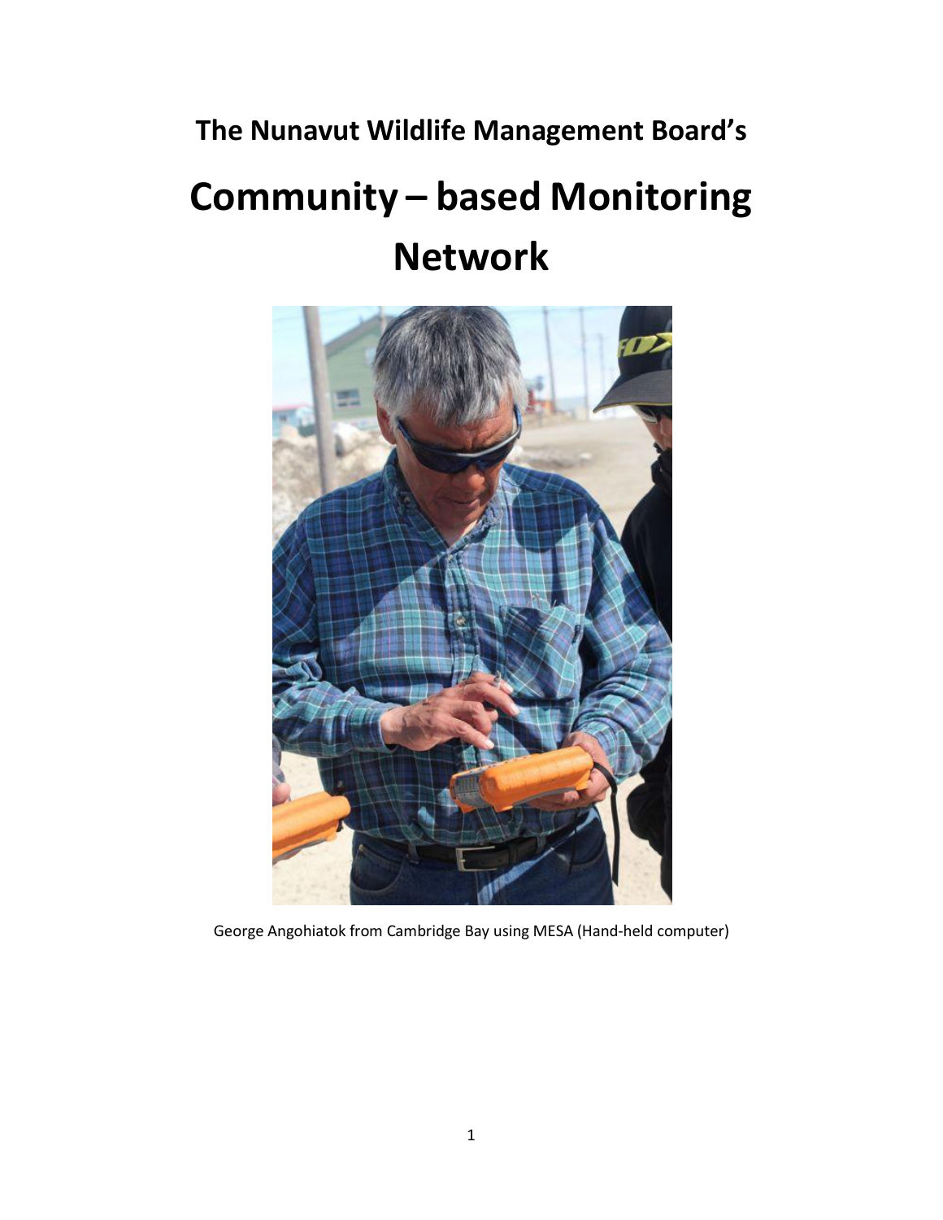# The Nunavut Wildlife Management Board's

# Community – based Monitoring Network

George Angohiatok from Cambridge Bay using MESA (Hand-held computer)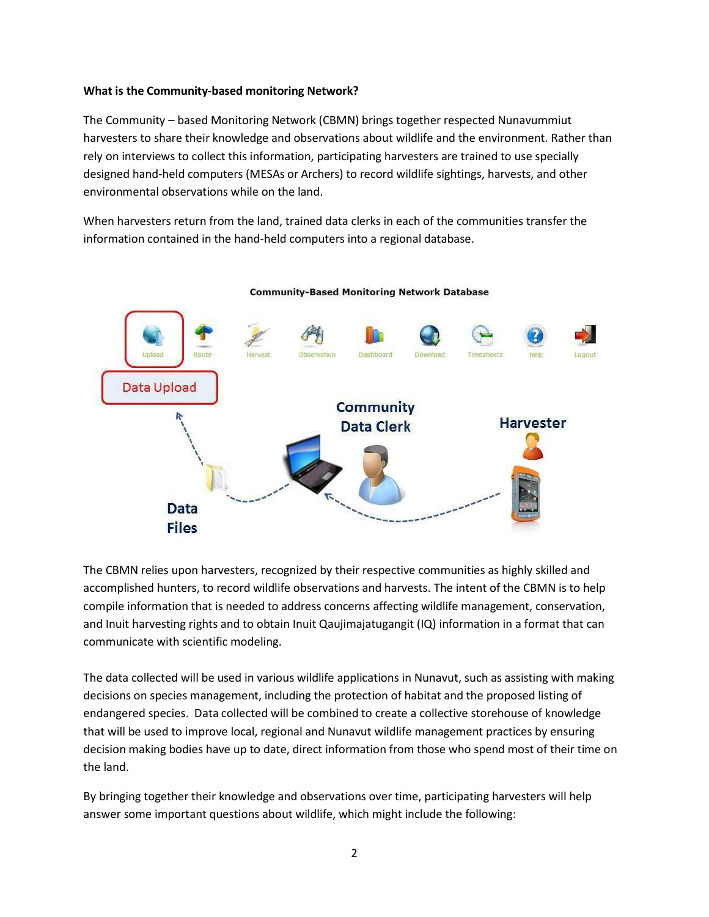**What is the Community-based monitoring Network?**

The Community – based Monitoring Network (CBMN) brings together respected Nunavummiut harvesters to share their knowledge and observations about wildlife and the environment. Rather than rely on interviews to collect this information, participating harvesters are trained to use specially designed hand-held computers (MESAs or Archers) to record wildlife sightings, harvests, and other environmental observations while on the land.

When harvesters return from the land, trained data clerks in each of the communities transfer the information contained in the hand-held computers into a regional database.

The CBMN relies upon harvesters, recognized by their respective communities as highly skilled and accomplished hunters, to record wildlife observations and harvests. The intent of the CBMN is to help compile information that is needed to address concerns affecting wildlife management, conservation, and Inuit harvesting rights and to obtain Inuit Qaujimajatugangit (IQ) information in a format that can communicate with scientific modeling.

The data collected will be used in various wildlife applications in Nunavut, such as assisting with making decisions on species management, including the protection of habitat and the proposed listing of endangered species. Data collected will be combined to create a collective storehouse of knowledge that will be used to improve local, regional and Nunavut wildlife management practices by ensuring decision making bodies have up to date, direct information from those who spend most of their time on the land.

By bringing together their knowledge and observations over time, participating harvesters will help answer some important questions about wildlife, which might include the following: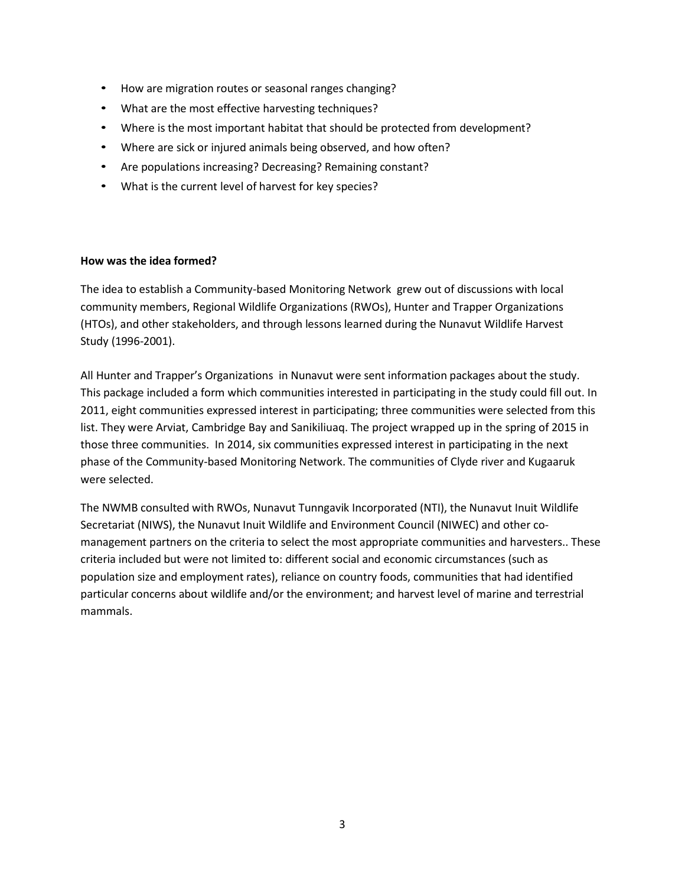- How are migration routes or seasonal ranges changing?
- What are the most effective harvesting techniques?
- Where is the most important habitat that should be protected from development?
- Where are sick or injured animals being observed, and how often?
- Are populations increasing? Decreasing? Remaining constant?
- What is the current level of harvest for key species?

**How was the idea formed?**

The idea to establish a Community-based Monitoring Network grew out of discussions with local community members, Regional Wildlife Organizations (RWOs), Hunter and Trapper Organizations (HTOs), and other stakeholders, and through lessons learned during the Nunavut Wildlife Harvest Study (1996-2001).

All Hunter and Trapper's Organizations in Nunavut were sent information packages about the study. This package included a form which communities interested in participating in the study could fill out. In 2011, eight communities expressed interest in participating; three communities were selected from this list. They were Arviat, Cambridge Bay and Sanikiliuaq. The project wrapped up in the spring of 2015 in those three communities. In 2014, six communities expressed interest in participating in the next phase of the Community-based Monitoring Network. The communities of Clyde river and Kugaaruk were selected.

The NWMB consulted with RWOs, Nunavut Tunngavik Incorporated (NTI), the Nunavut Inuit Wildlife Secretariat (NIWS), the Nunavut Inuit Wildlife and Environment Council (NIWEC) and other co-management partners on the criteria to select the most appropriate communities and harvesters.. These criteria included but were not limited to: different social and economic circumstances (such as population size and employment rates), reliance on country foods, communities that had identified particular concerns about wildlife and/or the environment; and harvest level of marine and terrestrial mammals.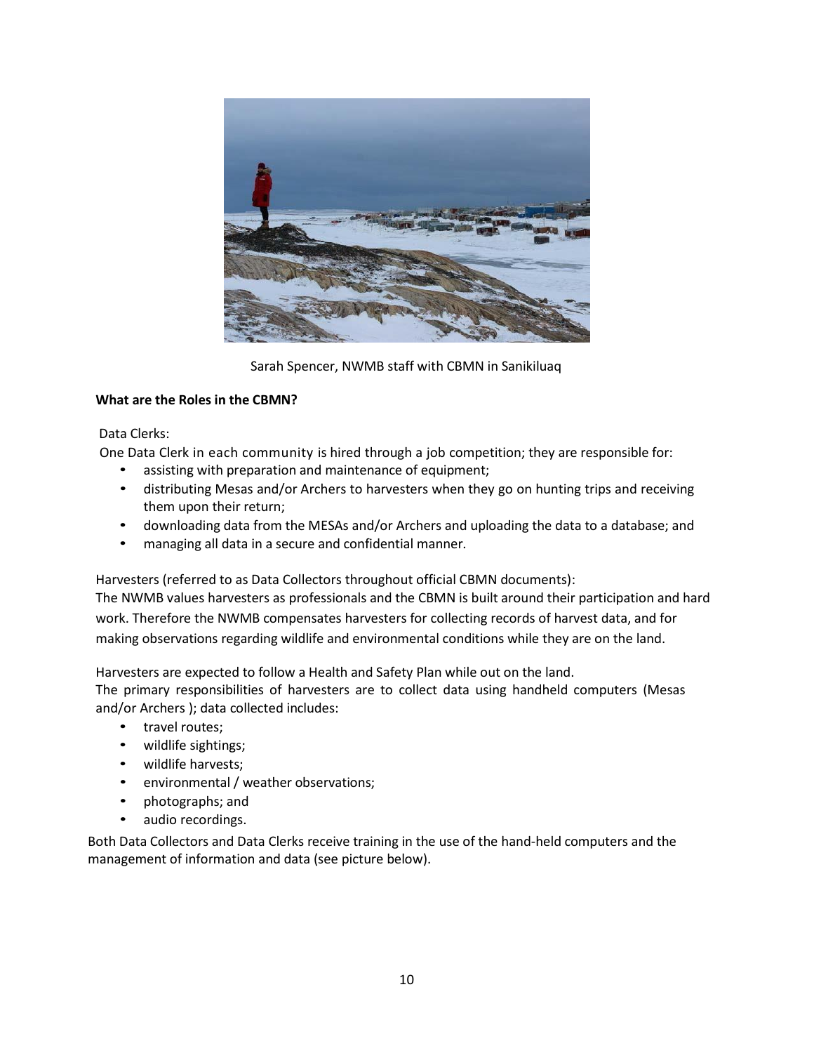Sarah Spencer, NWMB staff with CBMN in Sanikiluaq

**What are the Roles in the CBMN?**

Data Clerks:

One Data Clerk in each community is hired through a job competition; they are responsible for:

- assisting with preparation and maintenance of equipment;
- distributing Mesas and/or Archers to harvesters when they go on hunting trips and receiving them upon their return;
- downloading data from the MESAs and/or Archers and uploading the data to a database; and
- managing all data in a secure and confidential manner.

Harvesters (referred to as Data Collectors throughout official CBMN documents):

The NWMB values harvesters as professionals and the CBMN is built around their participation and hard work. Therefore the NWMB compensates harvesters for collecting records of harvest data, and for making observations regarding wildlife and environmental conditions while they are on the land.

Harvesters are expected to follow a Health and Safety Plan while out on the land.

The primary responsibilities of harvesters are to collect data using handheld computers (Mesas and/or Archers ); data collected includes:

- travel routes;
- wildlife sightings;
- wildlife harvests;
- environmental / weather observations;
- photographs; and
- audio recordings.

Both Data Collectors and Data Clerks receive training in the use of the hand-held computers and the management of information and data (see picture below).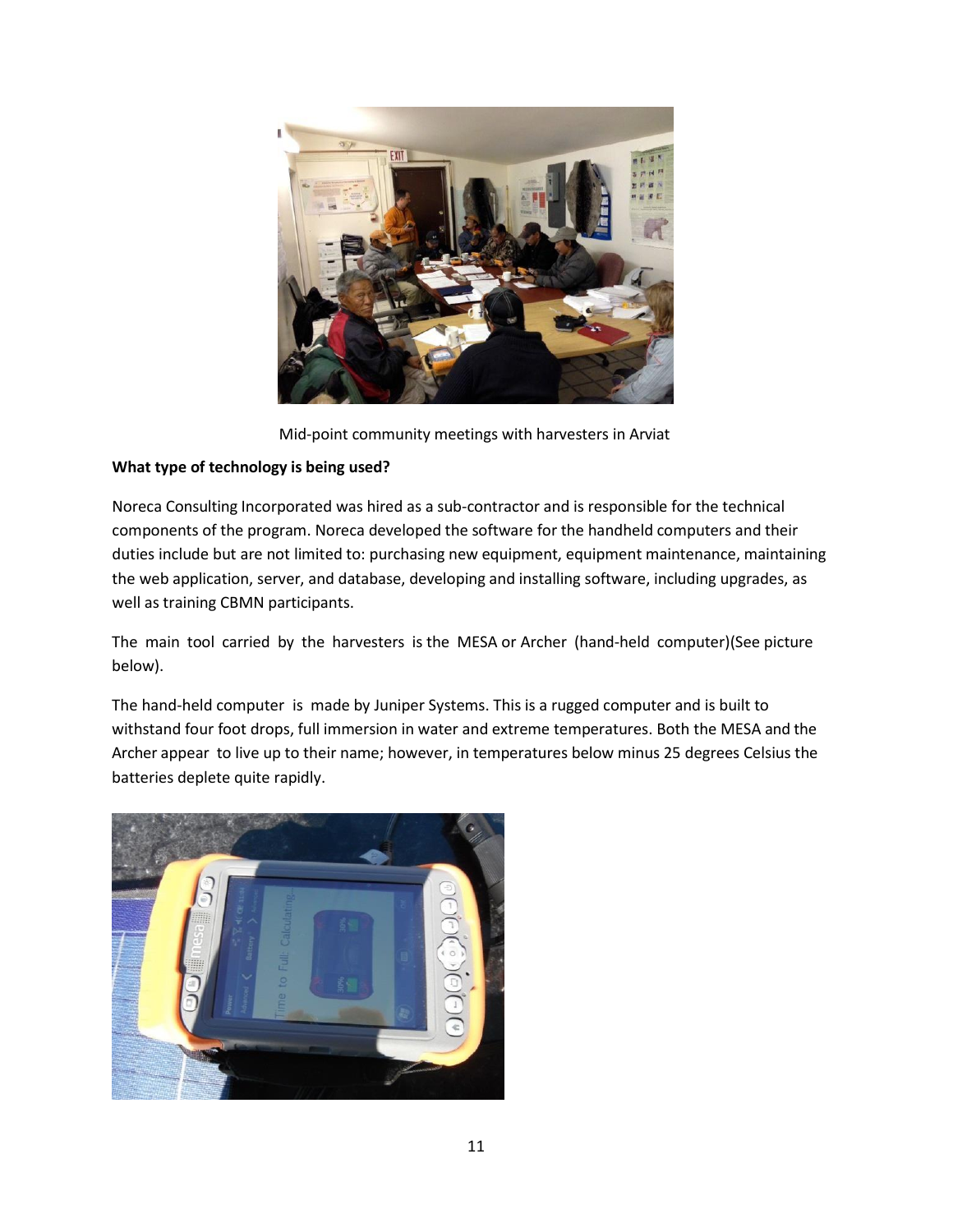Mid-point community meetings with harvesters in Arviat

**What type of technology is being used?**

Noreca Consulting Incorporated was hired as a sub-contractor and is responsible for the technical components of the program. Noreca developed the software for the handheld computers and their duties include but are not limited to: purchasing new equipment, equipment maintenance, maintaining the web application, server, and database, developing and installing software, including upgrades, as well as training CBMN participants.

The main tool carried by the harvesters is the MESA or Archer (hand-held computer)(See picture below).

The hand-held computer is made by Juniper Systems. This is a rugged computer and is built to withstand four foot drops, full immersion in water and extreme temperatures. Both the MESA and the Archer appear to live up to their name; however, in temperatures below minus 25 degrees Celsius the batteries deplete quite rapidly.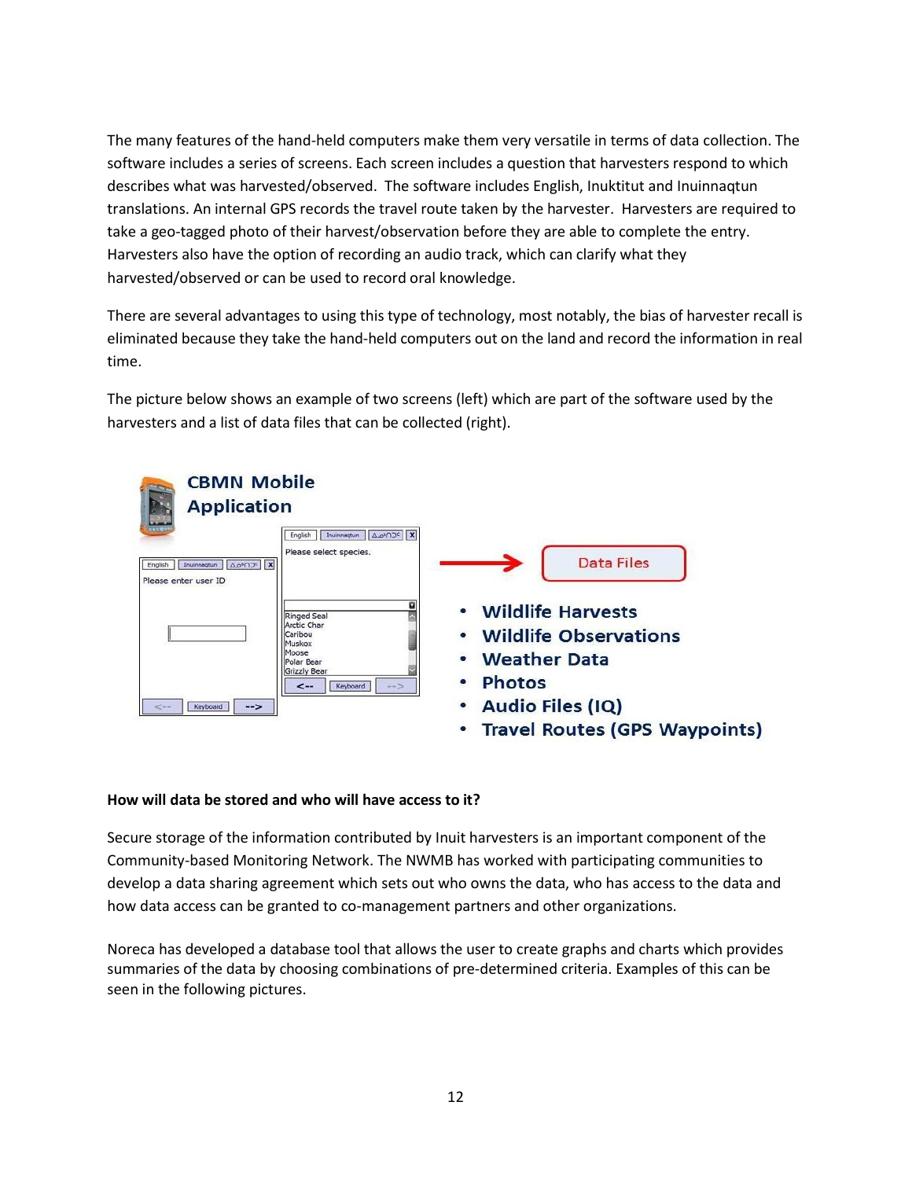The many features of the hand-held computers make them very versatile in terms of data collection. The software includes a series of screens. Each screen includes a question that harvesters respond to which describes what was harvested/observed. The software includes English, Inuktitut and Inuinnaqtun translations. An internal GPS records the travel route taken by the harvester. Harvesters are required to take a geo-tagged photo of their harvest/observation before they are able to complete the entry. Harvesters also have the option of recording an audio track, which can clarify what they harvested/observed or can be used to record oral knowledge.

There are several advantages to using this type of technology, most notably, the bias of harvester recall is eliminated because they take the hand-held computers out on the land and record the information in real time.

The picture below shows an example of two screens (left) which are part of the software used by the harvesters and a list of data files that can be collected (right).

**CBMN Mobile Application**

**Data Files**

- **Wildlife Harvests**
- **Wildlife Observations**
- **Weather Data**
- **Photos**
- **Audio Files (IQ)**
- **Travel Routes (GPS Waypoints)**

**How will data be stored and who will have access to it?**

Secure storage of the information contributed by Inuit harvesters is an important component of the Community-based Monitoring Network. The NWMB has worked with participating communities to develop a data sharing agreement which sets out who owns the data, who has access to the data and how data access can be granted to co-management partners and other organizations.

Noreca has developed a database tool that allows the user to create graphs and charts which provides summaries of the data by choosing combinations of pre-determined criteria. Examples of this can be seen in the following pictures.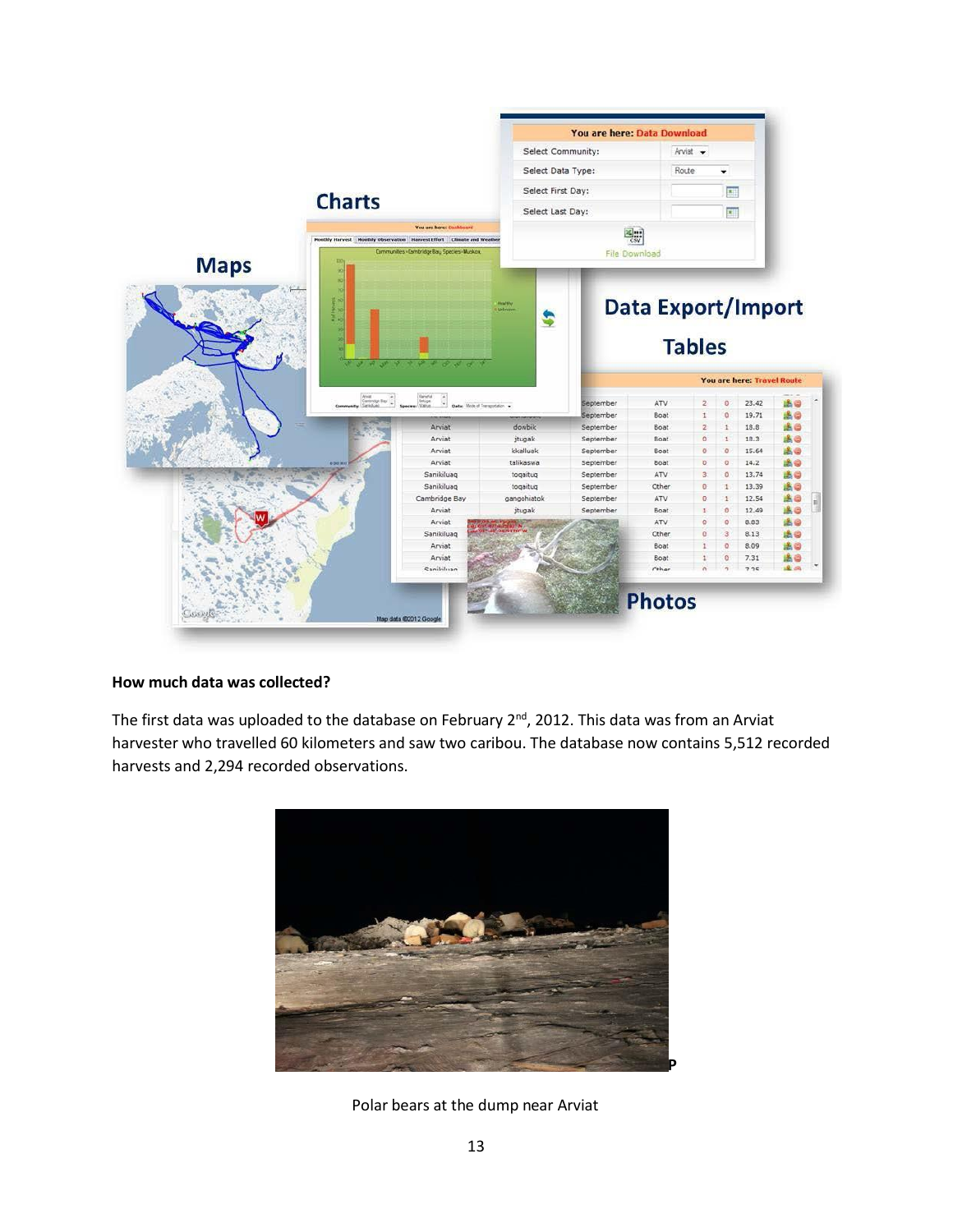**How much data was collected?**

The first data was uploaded to the database on February 2nd, 2012. This data was from an Arviat harvester who travelled 60 kilometers and saw two caribou. The database now contains 5,512 recorded harvests and 2,294 recorded observations.

Polar bears at the dump near Arviat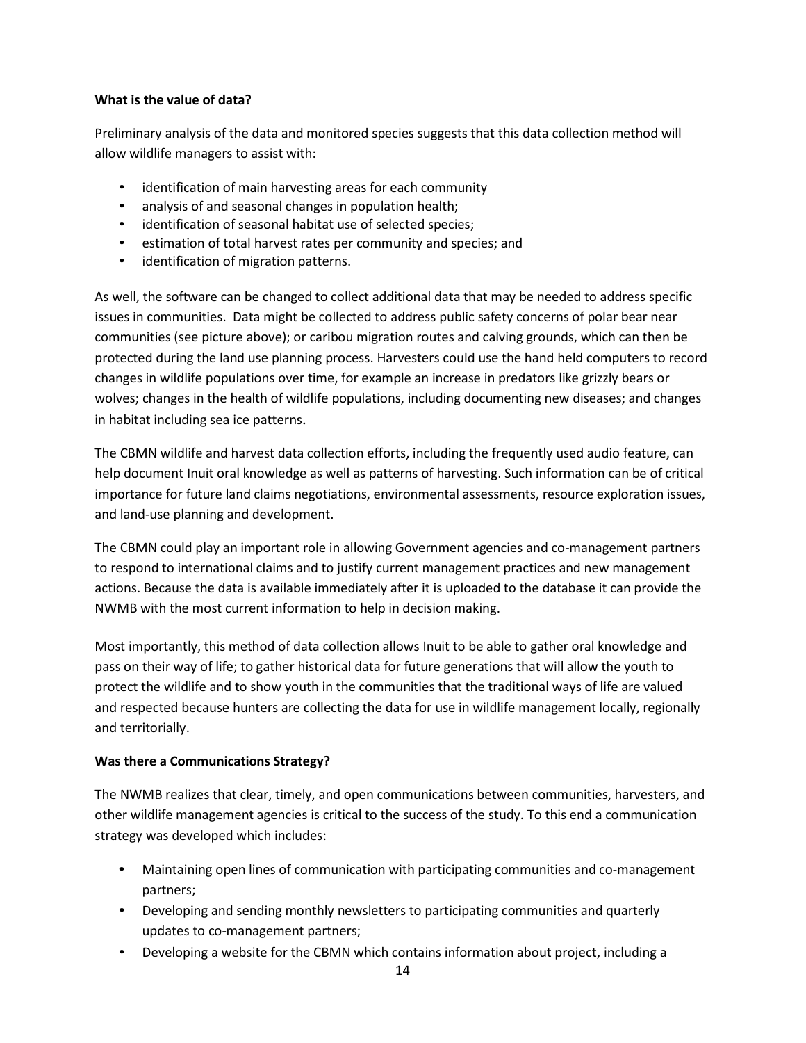**What is the value of data?**

Preliminary analysis of the data and monitored species suggests that this data collection method will allow wildlife managers to assist with:

- identification of main harvesting areas for each community
- analysis of and seasonal changes in population health;
- identification of seasonal habitat use of selected species;
- estimation of total harvest rates per community and species; and
- identification of migration patterns.

As well, the software can be changed to collect additional data that may be needed to address specific issues in communities. Data might be collected to address public safety concerns of polar bear near communities (see picture above); or caribou migration routes and calving grounds, which can then be protected during the land use planning process. Harvesters could use the hand held computers to record changes in wildlife populations over time, for example an increase in predators like grizzly bears or wolves; changes in the health of wildlife populations, including documenting new diseases; and changes in habitat including sea ice patterns.

The CBMN wildlife and harvest data collection efforts, including the frequently used audio feature, can help document Inuit oral knowledge as well as patterns of harvesting. Such information can be of critical importance for future land claims negotiations, environmental assessments, resource exploration issues, and land-use planning and development.

The CBMN could play an important role in allowing Government agencies and co-management partners to respond to international claims and to justify current management practices and new management actions. Because the data is available immediately after it is uploaded to the database it can provide the NWMB with the most current information to help in decision making.

Most importantly, this method of data collection allows Inuit to be able to gather oral knowledge and pass on their way of life; to gather historical data for future generations that will allow the youth to protect the wildlife and to show youth in the communities that the traditional ways of life are valued and respected because hunters are collecting the data for use in wildlife management locally, regionally and territorially.

**Was there a Communications Strategy?**

The NWMB realizes that clear, timely, and open communications between communities, harvesters, and other wildlife management agencies is critical to the success of the study. To this end a communication strategy was developed which includes:

- Maintaining open lines of communication with participating communities and co-management partners;
- Developing and sending monthly newsletters to participating communities and quarterly updates to co-management partners;
- Developing a website for the CBMN which contains information about project, including a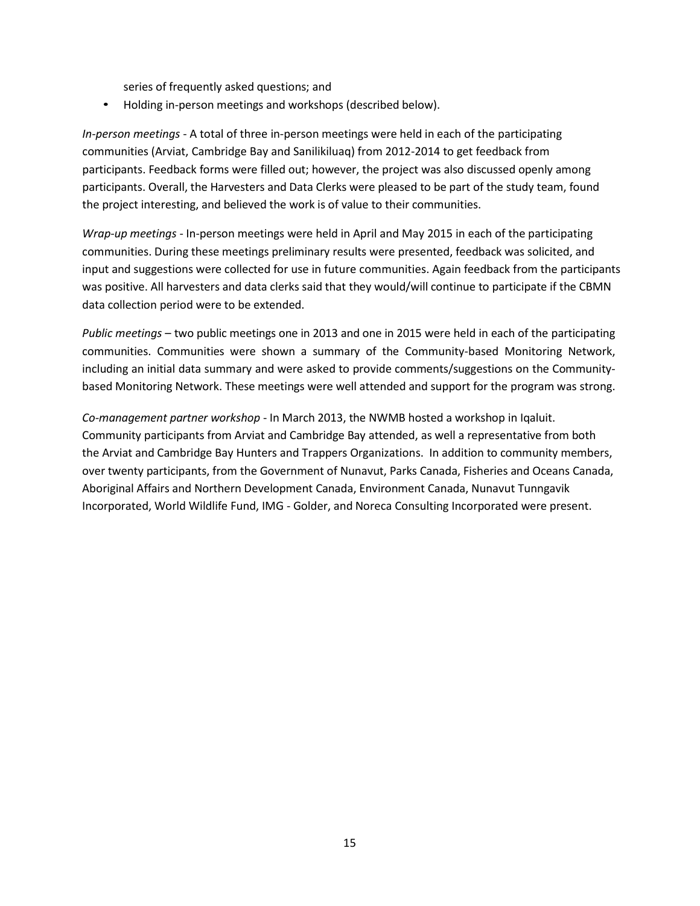series of frequently asked questions; and

- Holding in-person meetings and workshops (described below).

*In-person meetings* - A total of three in-person meetings were held in each of the participating communities (Arviat, Cambridge Bay and Sanilikiluaq) from 2012-2014 to get feedback from participants. Feedback forms were filled out; however, the project was also discussed openly among participants. Overall, the Harvesters and Data Clerks were pleased to be part of the study team, found the project interesting, and believed the work is of value to their communities.

*Wrap-up meetings* - In-person meetings were held in April and May 2015 in each of the participating communities. During these meetings preliminary results were presented, feedback was solicited, and input and suggestions were collected for use in future communities. Again feedback from the participants was positive. All harvesters and data clerks said that they would/will continue to participate if the CBMN data collection period were to be extended.

*Public meetings* – two public meetings one in 2013 and one in 2015 were held in each of the participating communities. Communities were shown a summary of the Community-based Monitoring Network, including an initial data summary and were asked to provide comments/suggestions on the Community-based Monitoring Network. These meetings were well attended and support for the program was strong.

*Co-management partner workshop* - In March 2013, the NWMB hosted a workshop in Iqaluit. Community participants from Arviat and Cambridge Bay attended, as well a representative from both the Arviat and Cambridge Bay Hunters and Trappers Organizations. In addition to community members, over twenty participants, from the Government of Nunavut, Parks Canada, Fisheries and Oceans Canada, Aboriginal Affairs and Northern Development Canada, Environment Canada, Nunavut Tunngavik Incorporated, World Wildlife Fund, IMG - Golder, and Noreca Consulting Incorporated were present.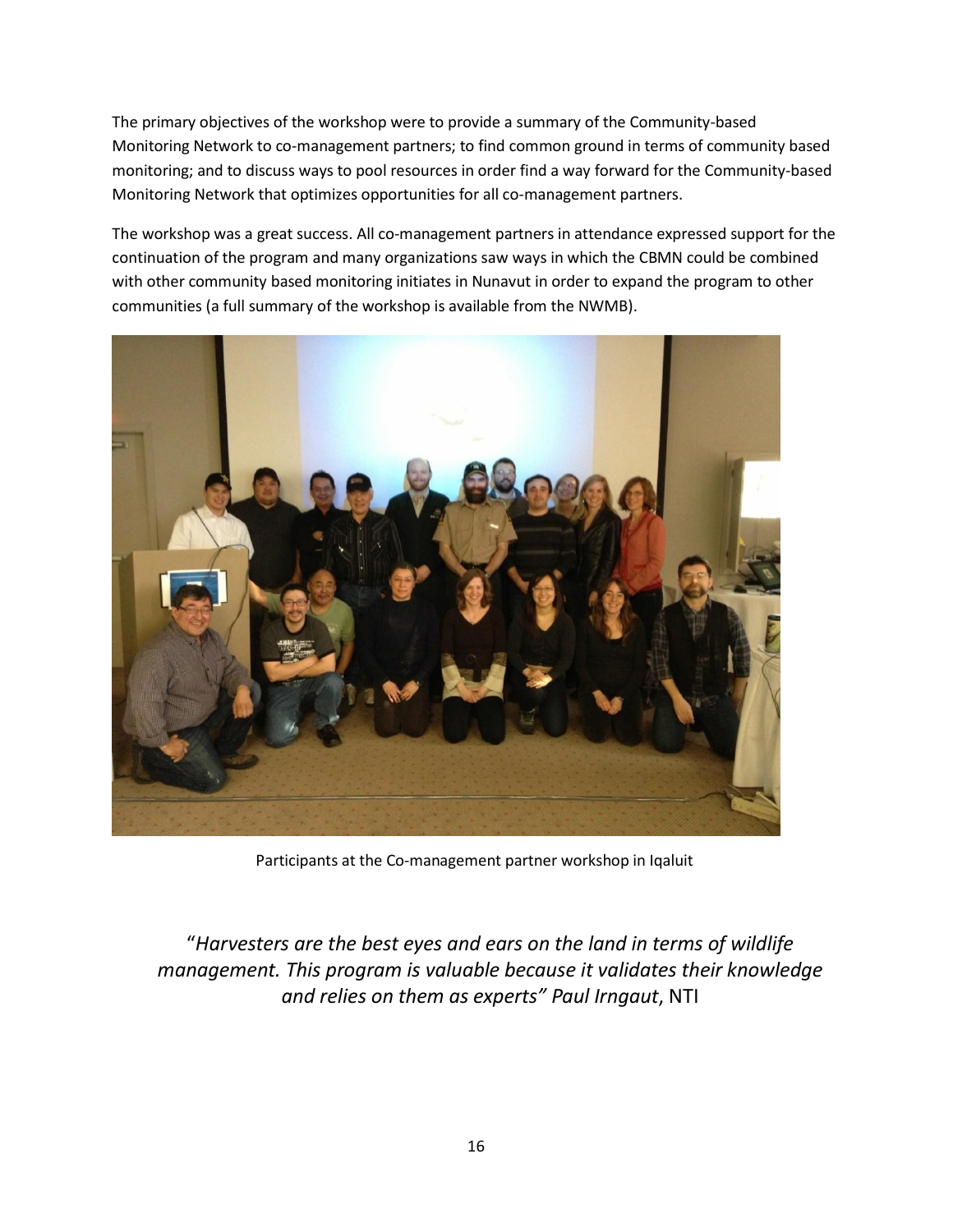The primary objectives of the workshop were to provide a summary of the Community-based Monitoring Network to co-management partners; to find common ground in terms of community based monitoring; and to discuss ways to pool resources in order find a way forward for the Community-based Monitoring Network that optimizes opportunities for all co-management partners.

The workshop was a great success. All co-management partners in attendance expressed support for the continuation of the program and many organizations saw ways in which the CBMN could be combined with other community based monitoring initiates in Nunavut in order to expand the program to other communities (a full summary of the workshop is available from the NWMB).

Participants at the Co-management partner workshop in Iqaluit

"*Harvesters are the best eyes and ears on the land in terms of wildlife management. This program is valuable because it validates their knowledge and relies on them as experts" Paul Irngaut*, NTI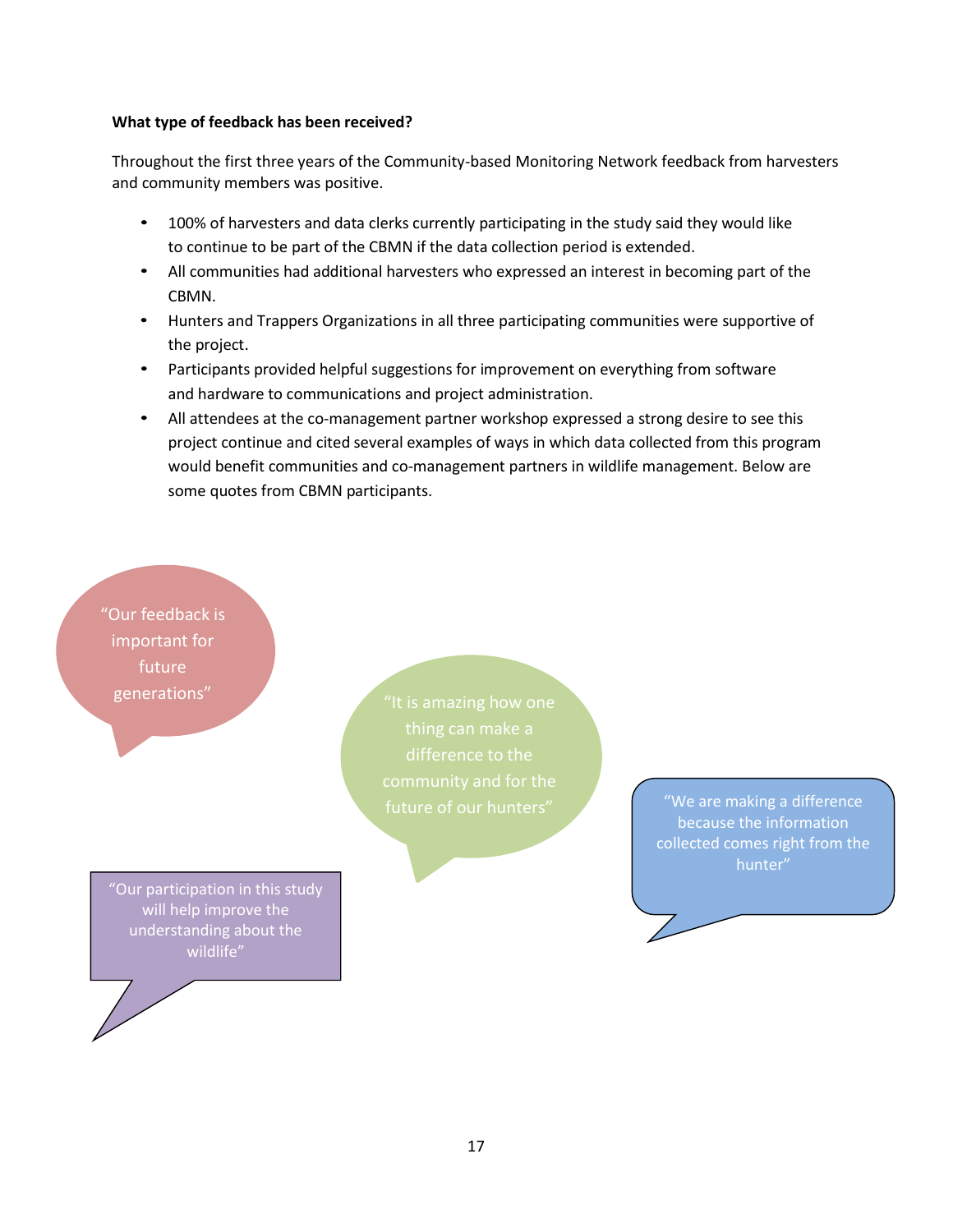**What type of feedback has been received?**

Throughout the first three years of the Community-based Monitoring Network feedback from harvesters and community members was positive.

- 100% of harvesters and data clerks currently participating in the study said they would like to continue to be part of the CBMN if the data collection period is extended.
- All communities had additional harvesters who expressed an interest in becoming part of the CBMN.
- Hunters and Trappers Organizations in all three participating communities were supportive of the project.
- Participants provided helpful suggestions for improvement on everything from software and hardware to communications and project administration.
- All attendees at the co-management partner workshop expressed a strong desire to see this project continue and cited several examples of ways in which data collected from this program would benefit communities and co-management partners in wildlife management. Below are some quotes from CBMN participants.

"Our feedback is important for future generations"

"It is amazing how one thing can make a difference to the community and for the future of our hunters"

"We are making a difference because the information collected comes right from the hunter"

"Our participation in this study will help improve the understanding about the wildlife"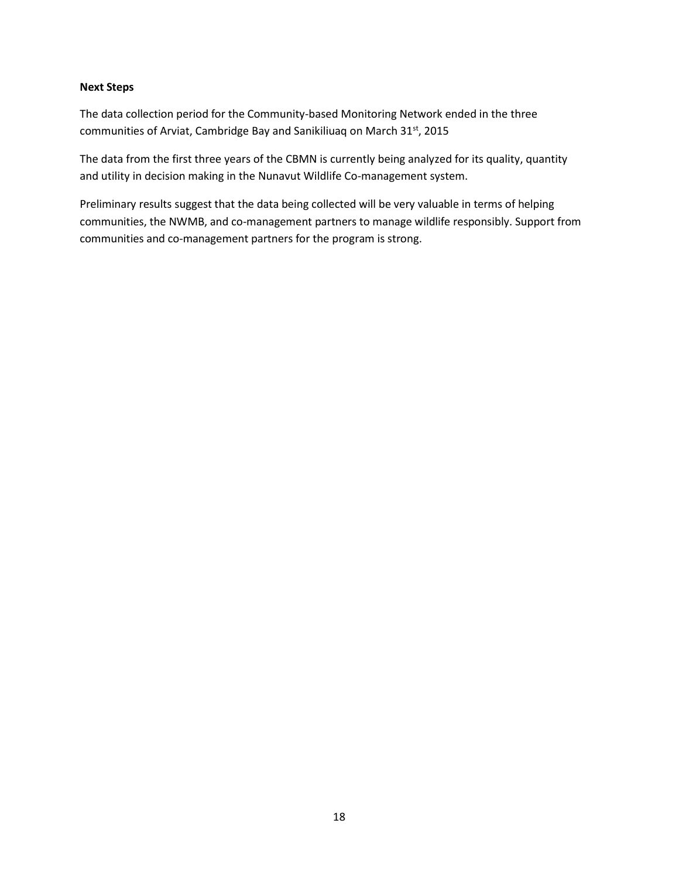**Next Steps**

The data collection period for the Community-based Monitoring Network ended in the three communities of Arviat, Cambridge Bay and Sanikiliuaq on March 31st, 2015

The data from the first three years of the CBMN is currently being analyzed for its quality, quantity and utility in decision making in the Nunavut Wildlife Co-management system.

Preliminary results suggest that the data being collected will be very valuable in terms of helping communities, the NWMB, and co-management partners to manage wildlife responsibly. Support from communities and co-management partners for the program is strong.